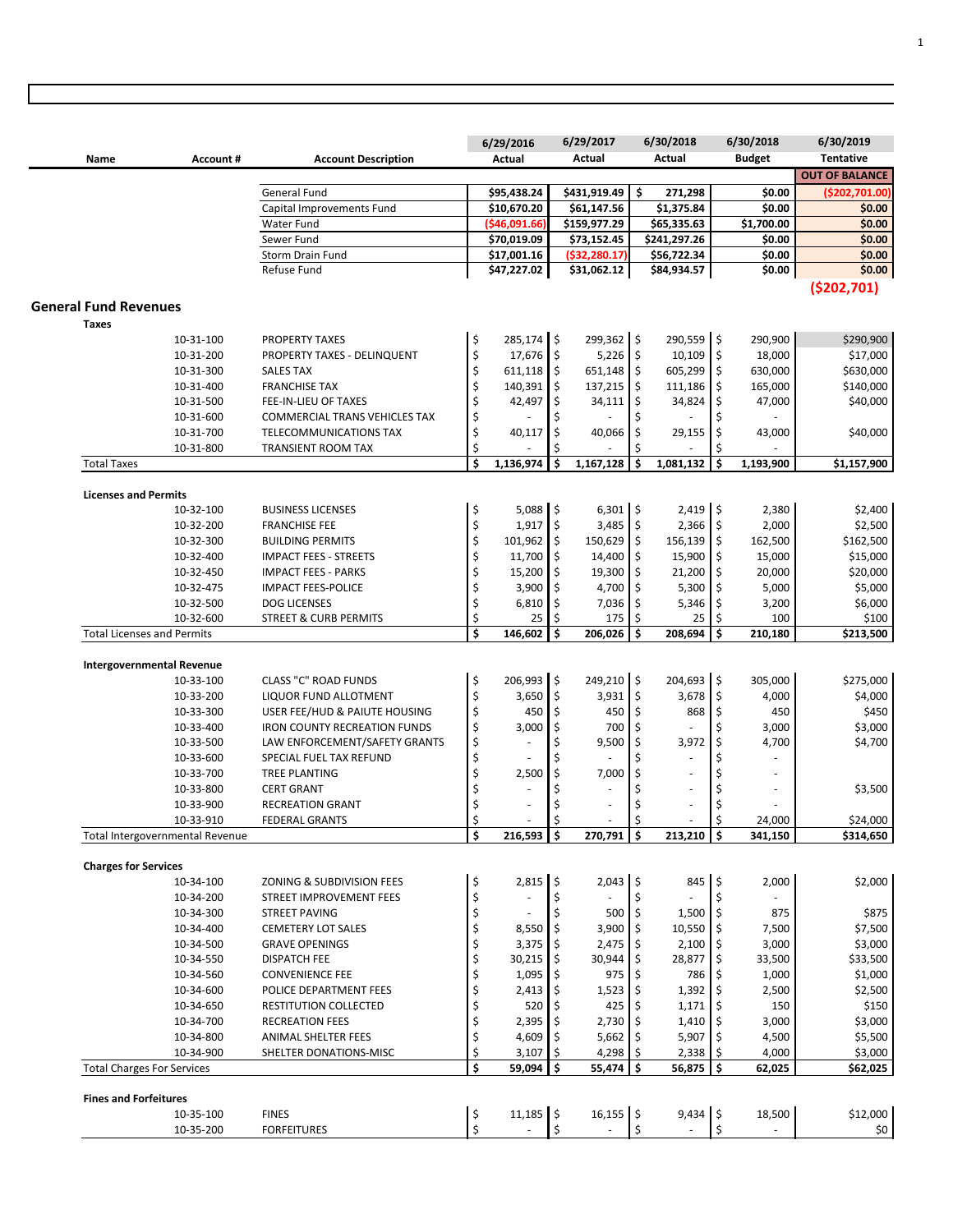| Name | Account # | Account Description | 6/29/2016 Actual | 6/29/2017 Actual | 6/30/2018 Actual | 6/30/2018 Budget | 6/30/2019 Tentative |
|---|---|---|---|---|---|---|---|
| | | | | | | | OUT OF BALANCE |
| | | General Fund | $95,438.24 | $431,919.49 | $ 271,298 | $0.00 | ($202,701.00) |
| | | Capital Improvements Fund | $10,670.20 | $61,147.56 | $1,375.84 | $0.00 | $0.00 |
| | | Water Fund | ($46,091.66) | $159,977.29 | $65,335.63 | $1,700.00 | $0.00 |
| | | Sewer Fund | $70,019.09 | $73,152.45 | $241,297.26 | $0.00 | $0.00 |
| | | Storm Drain Fund | $17,001.16 | ($32,280.17) | $56,722.34 | $0.00 | $0.00 |
| | | Refuse Fund | $47,227.02 | $31,062.12 | $84,934.57 | $0.00 | $0.00 |
| | | | | | | | ($202,701) |

## General Fund Revenues

| Name | Account # | Account Description | 6/29/2016 Actual | 6/29/2017 Actual | 6/30/2018 Actual | 6/30/2018 Budget | 6/30/2019 Tentative |
|---|---|---|---|---|---|---|---|
| **Taxes** | | | | | | | |
| | 10-31-100 | PROPERTY TAXES | $ 285,174 | $ 299,362 | $ 290,559 | $ 290,900 | $290,900 |
| | 10-31-200 | PROPERTY TAXES - DELINQUENT | $ 17,676 | $ 5,226 | $ 10,109 | $ 18,000 | $17,000 |
| | 10-31-300 | SALES TAX | $ 611,118 | $ 651,148 | $ 605,299 | $ 630,000 | $630,000 |
| | 10-31-400 | FRANCHISE TAX | $ 140,391 | $ 137,215 | $ 111,186 | $ 165,000 | $140,000 |
| | 10-31-500 | FEE-IN-LIEU OF TAXES | $ 42,497 | $ 34,111 | $ 34,824 | $ 47,000 | $40,000 |
| | 10-31-600 | COMMERCIAL TRANS VEHICLES TAX | $ - | $ - | $ - | $ - | |
| | 10-31-700 | TELECOMMUNICATIONS TAX | $ 40,117 | $ 40,066 | $ 29,155 | $ 43,000 | $40,000 |
| | 10-31-800 | TRANSIENT ROOM TAX | $ - | $ - | $ - | $ - | |
| Total Taxes | | | $ 1,136,974 | $ 1,167,128 | $ 1,081,132 | $ 1,193,900 | $1,157,900 |
| **Licenses and Permits** | | | | | | | |
| | 10-32-100 | BUSINESS LICENSES | $ 5,088 | $ 6,301 | $ 2,419 | $ 2,380 | $2,400 |
| | 10-32-200 | FRANCHISE FEE | $ 1,917 | $ 3,485 | $ 2,366 | $ 2,000 | $2,500 |
| | 10-32-300 | BUILDING PERMITS | $ 101,962 | $ 150,629 | $ 156,139 | $ 162,500 | $162,500 |
| | 10-32-400 | IMPACT FEES - STREETS | $ 11,700 | $ 14,400 | $ 15,900 | $ 15,000 | $15,000 |
| | 10-32-450 | IMPACT FEES - PARKS | $ 15,200 | $ 19,300 | $ 21,200 | $ 20,000 | $20,000 |
| | 10-32-475 | IMPACT FEES-POLICE | $ 3,900 | $ 4,700 | $ 5,300 | $ 5,000 | $5,000 |
| | 10-32-500 | DOG LICENSES | $ 6,810 | $ 7,036 | $ 5,346 | $ 3,200 | $6,000 |
| | 10-32-600 | STREET & CURB PERMITS | $ 25 | $ 175 | $ 25 | $ 100 | $100 |
| Total Licenses and Permits | | | $ 146,602 | $ 206,026 | $ 208,694 | $ 210,180 | $213,500 |
| **Intergovernmental Revenue** | | | | | | | |
| | 10-33-100 | CLASS "C" ROAD FUNDS | $ 206,993 | $ 249,210 | $ 204,693 | $ 305,000 | $275,000 |
| | 10-33-200 | LIQUOR FUND ALLOTMENT | $ 3,650 | $ 3,931 | $ 3,678 | $ 4,000 | $4,000 |
| | 10-33-300 | USER FEE/HUD & PAIUTE HOUSING | $ 450 | $ 450 | $ 868 | $ 450 | $450 |
| | 10-33-400 | IRON COUNTY RECREATION FUNDS | $ 3,000 | $ 700 | $ - | $ 3,000 | $3,000 |
| | 10-33-500 | LAW ENFORCEMENT/SAFETY GRANTS | $ - | $ 9,500 | $ 3,972 | $ 4,700 | $4,700 |
| | 10-33-600 | SPECIAL FUEL TAX REFUND | $ - | $ - | $ - | $ - | |
| | 10-33-700 | TREE PLANTING | $ 2,500 | $ 7,000 | $ - | $ - | |
| | 10-33-800 | CERT GRANT | $ - | $ - | $ - | $ - | $3,500 |
| | 10-33-900 | RECREATION GRANT | $ - | $ - | $ - | $ - | |
| | 10-33-910 | FEDERAL GRANTS | $ - | $ - | $ - | $ 24,000 | $24,000 |
| Total Intergovernmental Revenue | | | $ 216,593 | $ 270,791 | $ 213,210 | $ 341,150 | $314,650 |
| **Charges for Services** | | | | | | | |
| | 10-34-100 | ZONING & SUBDIVISION FEES | $ 2,815 | $ 2,043 | $ 845 | $ 2,000 | $2,000 |
| | 10-34-200 | STREET IMPROVEMENT FEES | $ - | $ - | $ - | $ - | |
| | 10-34-300 | STREET PAVING | $ - | $ 500 | $ 1,500 | $ 875 | $875 |
| | 10-34-400 | CEMETERY LOT SALES | $ 8,550 | $ 3,900 | $ 10,550 | $ 7,500 | $7,500 |
| | 10-34-500 | GRAVE OPENINGS | $ 3,375 | $ 2,475 | $ 2,100 | $ 3,000 | $3,000 |
| | 10-34-550 | DISPATCH FEE | $ 30,215 | $ 30,944 | $ 28,877 | $ 33,500 | $33,500 |
| | 10-34-560 | CONVENIENCE FEE | $ 1,095 | $ 975 | $ 786 | $ 1,000 | $1,000 |
| | 10-34-600 | POLICE DEPARTMENT FEES | $ 2,413 | $ 1,523 | $ 1,392 | $ 2,500 | $2,500 |
| | 10-34-650 | RESTITUTION COLLECTED | $ 520 | $ 425 | $ 1,171 | $ 150 | $150 |
| | 10-34-700 | RECREATION FEES | $ 2,395 | $ 2,730 | $ 1,410 | $ 3,000 | $3,000 |
| | 10-34-800 | ANIMAL SHELTER FEES | $ 4,609 | $ 5,662 | $ 5,907 | $ 4,500 | $5,500 |
| | 10-34-900 | SHELTER DONATIONS-MISC | $ 3,107 | $ 4,298 | $ 2,338 | $ 4,000 | $3,000 |
| Total Charges For Services | | | $ 59,094 | $ 55,474 | $ 56,875 | $ 62,025 | $62,025 |
| **Fines and Forfeitures** | | | | | | | |
| | 10-35-100 | FINES | $ 11,185 | $ 16,155 | $ 9,434 | $ 18,500 | $12,000 |
| | 10-35-200 | FORFEITURES | $ - | $ - | $ - | $ - | $0 |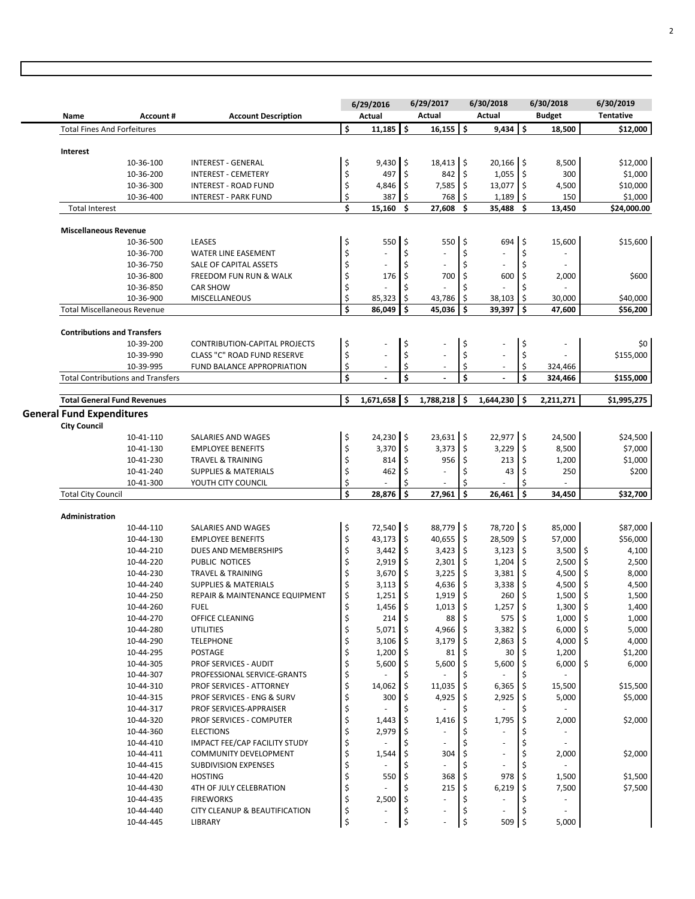| Name | Account # | Account Description | 6/29/2016 Actual | 6/29/2017 Actual | 6/30/2018 Actual | 6/30/2018 Budget | 6/30/2019 Tentative |
|---|---|---|---|---|---|---|---|
| Total Fines And Forfeitures | | | $ 11,185 | $ 16,155 | $ 9,434 | $ 18,500 | $12,000 |
| **Interest** | | | | | | | |
| | 10-36-100 | INTEREST - GENERAL | $ 9,430 | $ 18,413 | $ 20,166 | $ 8,500 | $12,000 |
| | 10-36-200 | INTEREST - CEMETERY | $ 497 | $ 842 | $ 1,055 | $ 300 | $1,000 |
| | 10-36-300 | INTEREST - ROAD FUND | $ 4,846 | $ 7,585 | $ 13,077 | $ 4,500 | $10,000 |
| | 10-36-400 | INTEREST - PARK FUND | $ 387 | $ 768 | $ 1,189 | $ 150 | $1,000 |
| Total Interest | | | $ 15,160 | $ 27,608 | $ 35,488 | $ 13,450 | $24,000.00 |
| **Miscellaneous Revenue** | | | | | | | |
| | 10-36-500 | LEASES | $ 550 | $ 550 | $ 694 | $ 15,600 | $15,600 |
| | 10-36-700 | WATER LINE EASEMENT | $ - | $ - | $ - | $ - | |
| | 10-36-750 | SALE OF CAPITAL ASSETS | $ - | $ - | $ - | $ - | |
| | 10-36-800 | FREEDOM FUN RUN & WALK | $ 176 | $ 700 | $ 600 | $ 2,000 | $600 |
| | 10-36-850 | CAR SHOW | $ - | $ - | $ - | $ - | |
| | 10-36-900 | MISCELLANEOUS | $ 85,323 | $ 43,786 | $ 38,103 | $ 30,000 | $40,000 |
| Total Miscellaneous Revenue | | | $ 86,049 | $ 45,036 | $ 39,397 | $ 47,600 | $56,200 |
| **Contributions and Transfers** | | | | | | | |
| | 10-39-200 | CONTRIBUTION-CAPITAL PROJECTS | $ - | $ - | $ - | $ - | $0 |
| | 10-39-990 | CLASS "C" ROAD FUND RESERVE | $ - | $ - | $ - | $ - | $155,000 |
| | 10-39-995 | FUND BALANCE APPROPRIATION | $ - | $ - | $ - | $ 324,466 | |
| Total Contributions and Transfers | | | $ - | $ - | $ - | $ 324,466 | $155,000 |
| **Total General Fund Revenues** | | | $ 1,671,658 | $ 1,788,218 | $ 1,644,230 | $ 2,211,271 | $1,995,275 |
| **General Fund Expenditures** | | | | | | | |
| **City Council** | | | | | | | |
| | 10-41-110 | SALARIES AND WAGES | $ 24,230 | $ 23,631 | $ 22,977 | $ 24,500 | $24,500 |
| | 10-41-130 | EMPLOYEE BENEFITS | $ 3,370 | $ 3,373 | $ 3,229 | $ 8,500 | $7,000 |
| | 10-41-230 | TRAVEL & TRAINING | $ 814 | $ 956 | $ 213 | $ 1,200 | $1,000 |
| | 10-41-240 | SUPPLIES & MATERIALS | $ 462 | $ - | $ 43 | $ 250 | $200 |
| | 10-41-300 | YOUTH CITY COUNCIL | $ - | $ - | $ - | $ - | |
| Total City Council | | | $ 28,876 | $ 27,961 | $ 26,461 | $ 34,450 | $32,700 |
| **Administration** | | | | | | | |
| | 10-44-110 | SALARIES AND WAGES | $ 72,540 | $ 88,779 | $ 78,720 | $ 85,000 | $87,000 |
| | 10-44-130 | EMPLOYEE BENEFITS | $ 43,173 | $ 40,655 | $ 28,509 | $ 57,000 | $56,000 |
| | 10-44-210 | DUES AND MEMBERSHIPS | $ 3,442 | $ 3,423 | $ 3,123 | $ 3,500 | $ 4,100 |
| | 10-44-220 | PUBLIC NOTICES | $ 2,919 | $ 2,301 | $ 1,204 | $ 2,500 | $ 2,500 |
| | 10-44-230 | TRAVEL & TRAINING | $ 3,670 | $ 3,225 | $ 3,381 | $ 4,500 | $ 8,000 |
| | 10-44-240 | SUPPLIES & MATERIALS | $ 3,113 | $ 4,636 | $ 3,338 | $ 4,500 | $ 4,500 |
| | 10-44-250 | REPAIR & MAINTENANCE EQUIPMENT | $ 1,251 | $ 1,919 | $ 260 | $ 1,500 | $ 1,500 |
| | 10-44-260 | FUEL | $ 1,456 | $ 1,013 | $ 1,257 | $ 1,300 | $ 1,400 |
| | 10-44-270 | OFFICE CLEANING | $ 214 | $ 88 | $ 575 | $ 1,000 | $ 1,000 |
| | 10-44-280 | UTILITIES | $ 5,071 | $ 4,966 | $ 3,382 | $ 6,000 | $ 5,000 |
| | 10-44-290 | TELEPHONE | $ 3,106 | $ 3,179 | $ 2,863 | $ 4,000 | $ 4,000 |
| | 10-44-295 | POSTAGE | $ 1,200 | $ 81 | $ 30 | $ 1,200 | $1,200 |
| | 10-44-305 | PROF SERVICES - AUDIT | $ 5,600 | $ 5,600 | $ 5,600 | $ 6,000 | $ 6,000 |
| | 10-44-307 | PROFESSIONAL SERVICE-GRANTS | $ - | $ - | $ - | $ - | |
| | 10-44-310 | PROF SERVICES - ATTORNEY | $ 14,062 | $ 11,035 | $ 6,365 | $ 15,500 | $15,500 |
| | 10-44-315 | PROF SERVICES - ENG & SURV | $ 300 | $ 4,925 | $ 2,925 | $ 5,000 | $5,000 |
| | 10-44-317 | PROF SERVICES-APPRAISER | $ - | $ - | $ - | $ - | |
| | 10-44-320 | PROF SERVICES - COMPUTER | $ 1,443 | $ 1,416 | $ 1,795 | $ 2,000 | $2,000 |
| | 10-44-360 | ELECTIONS | $ 2,979 | $ - | $ - | $ - | |
| | 10-44-410 | IMPACT FEE/CAP FACILITY STUDY | $ - | $ - | $ - | $ - | |
| | 10-44-411 | COMMUNITY DEVELOPMENT | $ 1,544 | $ 304 | $ - | $ 2,000 | $2,000 |
| | 10-44-415 | SUBDIVISION EXPENSES | $ - | $ - | $ - | $ - | |
| | 10-44-420 | HOSTING | $ 550 | $ 368 | $ 978 | $ 1,500 | $1,500 |
| | 10-44-430 | 4TH OF JULY CELEBRATION | $ - | $ 215 | $ 6,219 | $ 7,500 | $7,500 |
| | 10-44-435 | FIREWORKS | $ 2,500 | $ - | $ - | $ - | |
| | 10-44-440 | CITY CLEANUP & BEAUTIFICATION | $ - | $ - | $ - | $ - | |
| | 10-44-445 | LIBRARY | $ - | $ - | $ 509 | $ 5,000 | |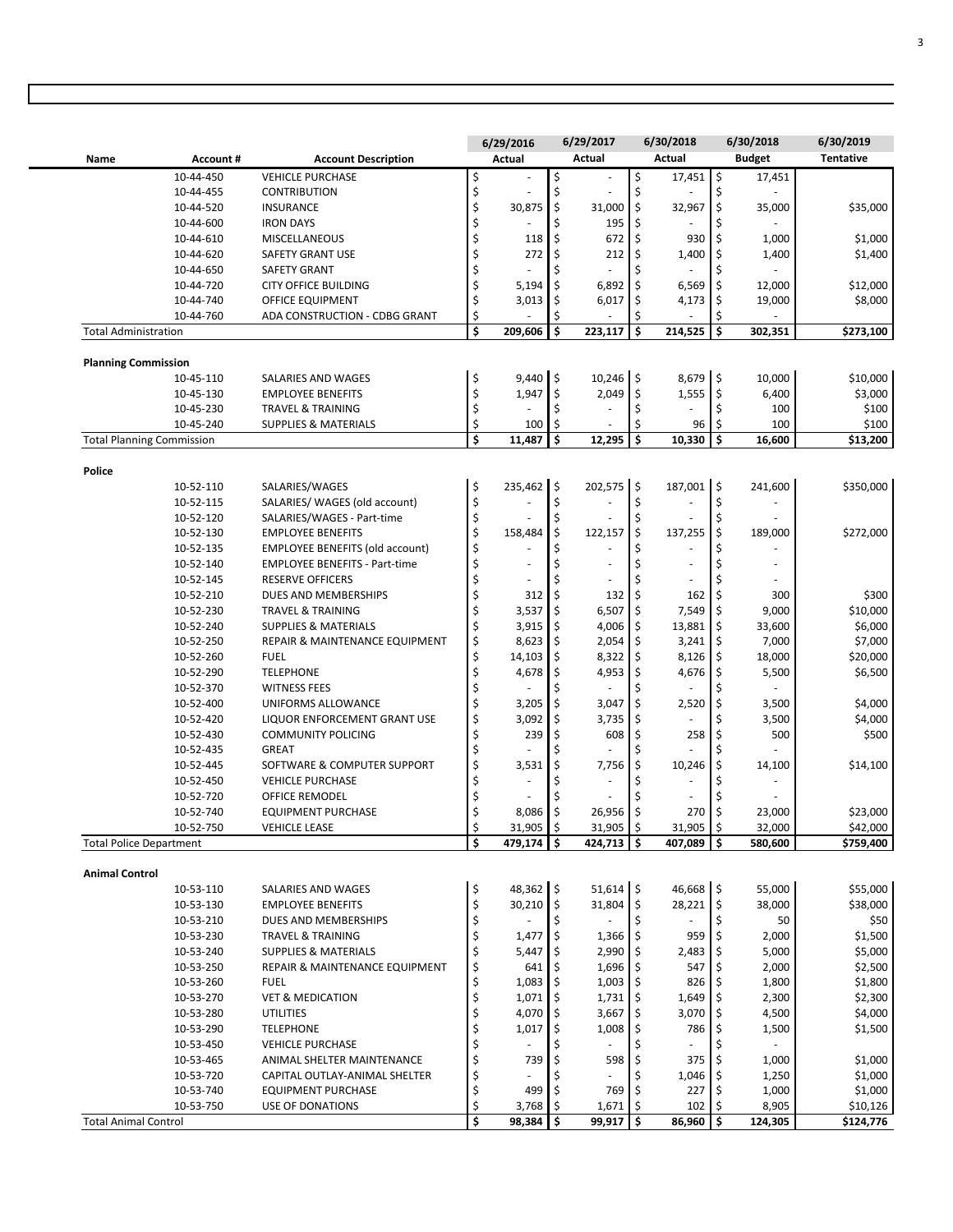| Name | Account # | Account Description | 6/29/2016 Actual | 6/29/2017 Actual | 6/30/2018 Actual | 6/30/2018 Budget | 6/30/2019 Tentative |
|---|---|---|---|---|---|---|---|
| | 10-44-450 | VEHICLE PURCHASE | $ - | $ - | $ 17,451 | $ 17,451 | |
| | 10-44-455 | CONTRIBUTION | $ - | $ - | $ - | $ - | |
| | 10-44-520 | INSURANCE | $ 30,875 | $ 31,000 | $ 32,967 | $ 35,000 | $35,000 |
| | 10-44-600 | IRON DAYS | $ - | $ 195 | $ - | $ - | |
| | 10-44-610 | MISCELLANEOUS | $ 118 | $ 672 | $ 930 | $ 1,000 | $1,000 |
| | 10-44-620 | SAFETY GRANT USE | $ 272 | $ 212 | $ 1,400 | $ 1,400 | $1,400 |
| | 10-44-650 | SAFETY GRANT | $ - | $ - | $ - | $ - | |
| | 10-44-720 | CITY OFFICE BUILDING | $ 5,194 | $ 6,892 | $ 6,569 | $ 12,000 | $12,000 |
| | 10-44-740 | OFFICE EQUIPMENT | $ 3,013 | $ 6,017 | $ 4,173 | $ 19,000 | $8,000 |
| | 10-44-760 | ADA CONSTRUCTION - CDBG GRANT | $ - | $ - | $ - | $ - | |
| **Total Administration** | | | **$ 209,606** | **$ 223,117** | **$ 214,525** | **$ 302,351** | **$273,100** |
| | | | | | | | |
| **Planning Commission** | | | | | | | |
| | 10-45-110 | SALARIES AND WAGES | $ 9,440 | $ 10,246 | $ 8,679 | $ 10,000 | $10,000 |
| | 10-45-130 | EMPLOYEE BENEFITS | $ 1,947 | $ 2,049 | $ 1,555 | $ 6,400 | $3,000 |
| | 10-45-230 | TRAVEL & TRAINING | $ - | $ - | $ - | $ 100 | $100 |
| | 10-45-240 | SUPPLIES & MATERIALS | $ 100 | $ - | $ 96 | $ 100 | $100 |
| **Total Planning Commission** | | | **$ 11,487** | **$ 12,295** | **$ 10,330** | **$ 16,600** | **$13,200** |
| | | | | | | | |
| **Police** | | | | | | | |
| | 10-52-110 | SALARIES/WAGES | $ 235,462 | $ 202,575 | $ 187,001 | $ 241,600 | $350,000 |
| | 10-52-115 | SALARIES/ WAGES (old account) | $ - | $ - | $ - | $ - | |
| | 10-52-120 | SALARIES/WAGES - Part-time | $ - | $ - | $ - | $ - | |
| | 10-52-130 | EMPLOYEE BENEFITS | $ 158,484 | $ 122,157 | $ 137,255 | $ 189,000 | $272,000 |
| | 10-52-135 | EMPLOYEE BENEFITS (old account) | $ - | $ - | $ - | $ - | |
| | 10-52-140 | EMPLOYEE BENEFITS - Part-time | $ - | $ - | $ - | $ - | |
| | 10-52-145 | RESERVE OFFICERS | $ - | $ - | $ - | $ - | |
| | 10-52-210 | DUES AND MEMBERSHIPS | $ 312 | $ 132 | $ 162 | $ 300 | $300 |
| | 10-52-230 | TRAVEL & TRAINING | $ 3,537 | $ 6,507 | $ 7,549 | $ 9,000 | $10,000 |
| | 10-52-240 | SUPPLIES & MATERIALS | $ 3,915 | $ 4,006 | $ 13,881 | $ 33,600 | $6,000 |
| | 10-52-250 | REPAIR & MAINTENANCE EQUIPMENT | $ 8,623 | $ 2,054 | $ 3,241 | $ 7,000 | $7,000 |
| | 10-52-260 | FUEL | $ 14,103 | $ 8,322 | $ 8,126 | $ 18,000 | $20,000 |
| | 10-52-290 | TELEPHONE | $ 4,678 | $ 4,953 | $ 4,676 | $ 5,500 | $6,500 |
| | 10-52-370 | WITNESS FEES | $ - | $ - | $ - | $ - | |
| | 10-52-400 | UNIFORMS ALLOWANCE | $ 3,205 | $ 3,047 | $ 2,520 | $ 3,500 | $4,000 |
| | 10-52-420 | LIQUOR ENFORCEMENT GRANT USE | $ 3,092 | $ 3,735 | $ - | $ 3,500 | $4,000 |
| | 10-52-430 | COMMUNITY POLICING | $ 239 | $ 608 | $ 258 | $ 500 | $500 |
| | 10-52-435 | GREAT | $ - | $ - | $ - | $ - | |
| | 10-52-445 | SOFTWARE & COMPUTER SUPPORT | $ 3,531 | $ 7,756 | $ 10,246 | $ 14,100 | $14,100 |
| | 10-52-450 | VEHICLE PURCHASE | $ - | $ - | $ - | $ - | |
| | 10-52-720 | OFFICE REMODEL | $ - | $ - | $ - | $ - | |
| | 10-52-740 | EQUIPMENT PURCHASE | $ 8,086 | $ 26,956 | $ 270 | $ 23,000 | $23,000 |
| | 10-52-750 | VEHICLE LEASE | $ 31,905 | $ 31,905 | $ 31,905 | $ 32,000 | $42,000 |
| **Total Police Department** | | | **$ 479,174** | **$ 424,713** | **$ 407,089** | **$ 580,600** | **$759,400** |
| | | | | | | | |
| **Animal Control** | | | | | | | |
| | 10-53-110 | SALARIES AND WAGES | $ 48,362 | $ 51,614 | $ 46,668 | $ 55,000 | $55,000 |
| | 10-53-130 | EMPLOYEE BENEFITS | $ 30,210 | $ 31,804 | $ 28,221 | $ 38,000 | $38,000 |
| | 10-53-210 | DUES AND MEMBERSHIPS | $ - | $ - | $ - | $ 50 | $50 |
| | 10-53-230 | TRAVEL & TRAINING | $ 1,477 | $ 1,366 | $ 959 | $ 2,000 | $1,500 |
| | 10-53-240 | SUPPLIES & MATERIALS | $ 5,447 | $ 2,990 | $ 2,483 | $ 5,000 | $5,000 |
| | 10-53-250 | REPAIR & MAINTENANCE EQUIPMENT | $ 641 | $ 1,696 | $ 547 | $ 2,000 | $2,500 |
| | 10-53-260 | FUEL | $ 1,083 | $ 1,003 | $ 826 | $ 1,800 | $1,800 |
| | 10-53-270 | VET & MEDICATION | $ 1,071 | $ 1,731 | $ 1,649 | $ 2,300 | $2,300 |
| | 10-53-280 | UTILITIES | $ 4,070 | $ 3,667 | $ 3,070 | $ 4,500 | $4,000 |
| | 10-53-290 | TELEPHONE | $ 1,017 | $ 1,008 | $ 786 | $ 1,500 | $1,500 |
| | 10-53-450 | VEHICLE PURCHASE | $ - | $ - | $ - | $ - | |
| | 10-53-465 | ANIMAL SHELTER MAINTENANCE | $ 739 | $ 598 | $ 375 | $ 1,000 | $1,000 |
| | 10-53-720 | CAPITAL OUTLAY-ANIMAL SHELTER | $ - | $ - | $ 1,046 | $ 1,250 | $1,000 |
| | 10-53-740 | EQUIPMENT PURCHASE | $ 499 | $ 769 | $ 227 | $ 1,000 | $1,000 |
| | 10-53-750 | USE OF DONATIONS | $ 3,768 | $ 1,671 | $ 102 | $ 8,905 | $10,126 |
| **Total Animal Control** | | | **$ 98,384** | **$ 99,917** | **$ 86,960** | **$ 124,305** | **$124,776** |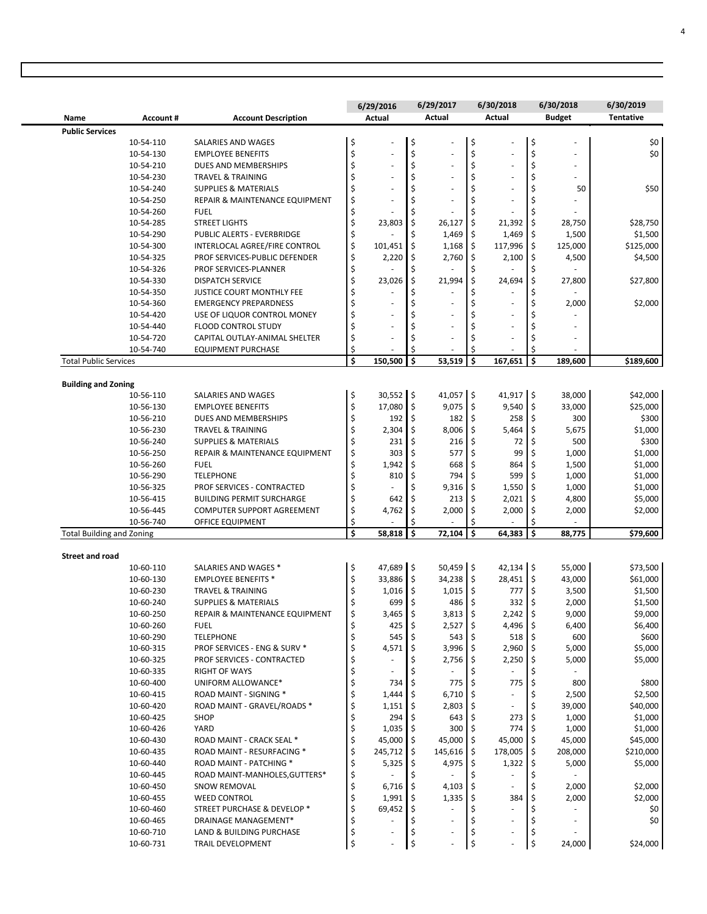| Name | Account # | Account Description | 6/29/2016 Actual | 6/29/2017 Actual | 6/30/2018 Actual | 6/30/2018 Budget | 6/30/2019 Tentative |
|---|---|---|---|---|---|---|---|
| **Public Services** | | | | | | | |
| | 10-54-110 | SALARIES AND WAGES | $ - | $ - | $ - | $ - | $0 |
| | 10-54-130 | EMPLOYEE BENEFITS | $ - | $ - | $ - | $ - | $0 |
| | 10-54-210 | DUES AND MEMBERSHIPS | $ - | $ - | $ - | $ - | |
| | 10-54-230 | TRAVEL & TRAINING | $ - | $ - | $ - | $ - | |
| | 10-54-240 | SUPPLIES & MATERIALS | $ - | $ - | $ - | $ 50 | $50 |
| | 10-54-250 | REPAIR & MAINTENANCE EQUIPMENT | $ - | $ - | $ - | $ - | |
| | 10-54-260 | FUEL | $ - | $ - | $ - | $ - | |
| | 10-54-285 | STREET LIGHTS | $ 23,803 | $ 26,127 | $ 21,392 | $ 28,750 | $28,750 |
| | 10-54-290 | PUBLIC ALERTS - EVERBRIDGE | $ - | $ 1,469 | $ 1,469 | $ 1,500 | $1,500 |
| | 10-54-300 | INTERLOCAL AGREE/FIRE CONTROL | $ 101,451 | $ 1,168 | $ 117,996 | $ 125,000 | $125,000 |
| | 10-54-325 | PROF SERVICES-PUBLIC DEFENDER | $ 2,220 | $ 2,760 | $ 2,100 | $ 4,500 | $4,500 |
| | 10-54-326 | PROF SERVICES-PLANNER | $ - | $ - | $ - | $ - | |
| | 10-54-330 | DISPATCH SERVICE | $ 23,026 | $ 21,994 | $ 24,694 | $ 27,800 | $27,800 |
| | 10-54-350 | JUSTICE COURT MONTHLY FEE | $ - | $ - | $ - | $ - | |
| | 10-54-360 | EMERGENCY PREPARDNESS | $ - | $ - | $ - | $ 2,000 | $2,000 |
| | 10-54-420 | USE OF LIQUOR CONTROL MONEY | $ - | $ - | $ - | $ - | |
| | 10-54-440 | FLOOD CONTROL STUDY | $ - | $ - | $ - | $ - | |
| | 10-54-720 | CAPITAL OUTLAY-ANIMAL SHELTER | $ - | $ - | $ - | $ - | |
| | 10-54-740 | EQUIPMENT PURCHASE | $ - | $ - | $ - | $ - | |
| **Total Public Services** | | | **$ 150,500** | **$ 53,519** | **$ 167,651** | **$ 189,600** | **$189,600** |
| | | | | | | | |
| **Building and Zoning** | | | | | | | |
| | 10-56-110 | SALARIES AND WAGES | $ 30,552 | $ 41,057 | $ 41,917 | $ 38,000 | $42,000 |
| | 10-56-130 | EMPLOYEE BENEFITS | $ 17,080 | $ 9,075 | $ 9,540 | $ 33,000 | $25,000 |
| | 10-56-210 | DUES AND MEMBERSHIPS | $ 192 | $ 182 | $ 258 | $ 300 | $300 |
| | 10-56-230 | TRAVEL & TRAINING | $ 2,304 | $ 8,006 | $ 5,464 | $ 5,675 | $1,000 |
| | 10-56-240 | SUPPLIES & MATERIALS | $ 231 | $ 216 | $ 72 | $ 500 | $300 |
| | 10-56-250 | REPAIR & MAINTENANCE EQUIPMENT | $ 303 | $ 577 | $ 99 | $ 1,000 | $1,000 |
| | 10-56-260 | FUEL | $ 1,942 | $ 668 | $ 864 | $ 1,500 | $1,000 |
| | 10-56-290 | TELEPHONE | $ 810 | $ 794 | $ 599 | $ 1,000 | $1,000 |
| | 10-56-325 | PROF SERVICES - CONTRACTED | $ - | $ 9,316 | $ 1,550 | $ 1,000 | $1,000 |
| | 10-56-415 | BUILDING PERMIT SURCHARGE | $ 642 | $ 213 | $ 2,021 | $ 4,800 | $5,000 |
| | 10-56-445 | COMPUTER SUPPORT AGREEMENT | $ 4,762 | $ 2,000 | $ 2,000 | $ 2,000 | $2,000 |
| | 10-56-740 | OFFICE EQUIPMENT | $ - | $ - | $ - | $ - | |
| **Total Building and Zoning** | | | **$ 58,818** | **$ 72,104** | **$ 64,383** | **$ 88,775** | **$79,600** |
| | | | | | | | |
| **Street and road** | | | | | | | |
| | 10-60-110 | SALARIES AND WAGES * | $ 47,689 | $ 50,459 | $ 42,134 | $ 55,000 | $73,500 |
| | 10-60-130 | EMPLOYEE BENEFITS * | $ 33,886 | $ 34,238 | $ 28,451 | $ 43,000 | $61,000 |
| | 10-60-230 | TRAVEL & TRAINING | $ 1,016 | $ 1,015 | $ 777 | $ 3,500 | $1,500 |
| | 10-60-240 | SUPPLIES & MATERIALS | $ 699 | $ 486 | $ 332 | $ 2,000 | $1,500 |
| | 10-60-250 | REPAIR & MAINTENANCE EQUIPMENT | $ 3,465 | $ 3,813 | $ 2,242 | $ 9,000 | $9,000 |
| | 10-60-260 | FUEL | $ 425 | $ 2,527 | $ 4,496 | $ 6,400 | $6,400 |
| | 10-60-290 | TELEPHONE | $ 545 | $ 543 | $ 518 | $ 600 | $600 |
| | 10-60-315 | PROF SERVICES - ENG & SURV * | $ 4,571 | $ 3,996 | $ 2,960 | $ 5,000 | $5,000 |
| | 10-60-325 | PROF SERVICES - CONTRACTED | $ - | $ 2,756 | $ 2,250 | $ 5,000 | $5,000 |
| | 10-60-335 | RIGHT OF WAYS | $ - | $ - | $ - | $ - | |
| | 10-60-400 | UNIFORM ALLOWANCE* | $ 734 | $ 775 | $ 775 | $ 800 | $800 |
| | 10-60-415 | ROAD MAINT - SIGNING * | $ 1,444 | $ 6,710 | $ - | $ 2,500 | $2,500 |
| | 10-60-420 | ROAD MAINT - GRAVEL/ROADS * | $ 1,151 | $ 2,803 | $ - | $ 39,000 | $40,000 |
| | 10-60-425 | SHOP | $ 294 | $ 643 | $ 273 | $ 1,000 | $1,000 |
| | 10-60-426 | YARD | $ 1,035 | $ 300 | $ 774 | $ 1,000 | $1,000 |
| | 10-60-430 | ROAD MAINT - CRACK SEAL * | $ 45,000 | $ 45,000 | $ 45,000 | $ 45,000 | $45,000 |
| | 10-60-435 | ROAD MAINT - RESURFACING * | $ 245,712 | $ 145,616 | $ 178,005 | $ 208,000 | $210,000 |
| | 10-60-440 | ROAD MAINT - PATCHING * | $ 5,325 | $ 4,975 | $ 1,322 | $ 5,000 | $5,000 |
| | 10-60-445 | ROAD MAINT-MANHOLES,GUTTERS* | $ - | $ - | $ - | $ - | |
| | 10-60-450 | SNOW REMOVAL | $ 6,716 | $ 4,103 | $ - | $ 2,000 | $2,000 |
| | 10-60-455 | WEED CONTROL | $ 1,991 | $ 1,335 | $ 384 | $ 2,000 | $2,000 |
| | 10-60-460 | STREET PURCHASE & DEVELOP * | $ 69,452 | $ - | $ - | $ - | $0 |
| | 10-60-465 | DRAINAGE MANAGEMENT* | $ - | $ - | $ - | $ - | $0 |
| | 10-60-710 | LAND & BUILDING PURCHASE | $ - | $ - | $ - | $ - | |
| | 10-60-731 | TRAIL DEVELOPMENT | $ - | $ - | $ - | $ 24,000 | $24,000 |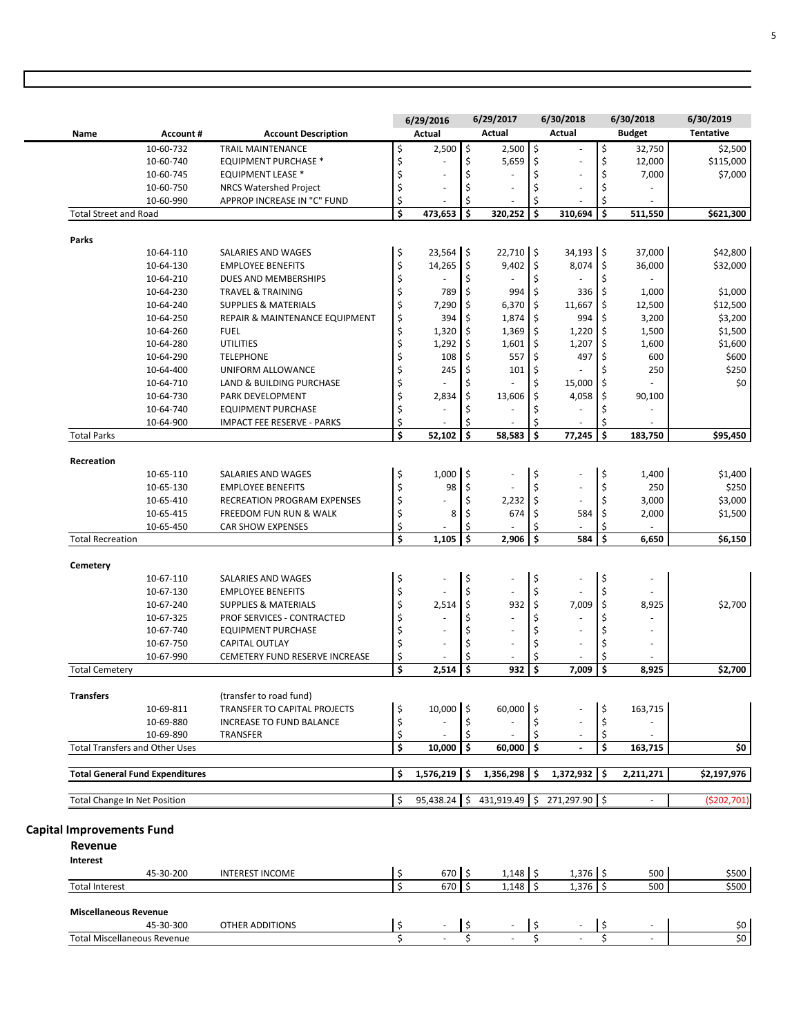| Name | Account # | Account Description | 6/29/2016 Actual | 6/29/2017 Actual | 6/30/2018 Actual | 6/30/2018 Budget | 6/30/2019 Tentative |
|---|---|---|---|---|---|---|---|
| | 10-60-732 | TRAIL MAINTENANCE | $ 2,500 | $ 2,500 | $ - | $ 32,750 | $2,500 |
| | 10-60-740 | EQUIPMENT PURCHASE * | $ - | $ 5,659 | $ - | $ 12,000 | $115,000 |
| | 10-60-745 | EQUIPMENT LEASE * | $ - | $ - | $ - | $ 7,000 | $7,000 |
| | 10-60-750 | NRCS Watershed Project | $ - | $ - | $ - | $ - | |
| | 10-60-990 | APPROP INCREASE IN "C" FUND | $ - | $ - | $ - | $ - | |
| Total Street and Road | | | $ 473,653 | $ 320,252 | $ 310,694 | $ 511,550 | $621,300 |
| **Parks** | | | | | | | |
| | 10-64-110 | SALARIES AND WAGES | $ 23,564 | $ 22,710 | $ 34,193 | $ 37,000 | $42,800 |
| | 10-64-130 | EMPLOYEE BENEFITS | $ 14,265 | $ 9,402 | $ 8,074 | $ 36,000 | $32,000 |
| | 10-64-210 | DUES AND MEMBERSHIPS | $ - | $ - | $ - | $ - | |
| | 10-64-230 | TRAVEL & TRAINING | $ 789 | $ 994 | $ 336 | $ 1,000 | $1,000 |
| | 10-64-240 | SUPPLIES & MATERIALS | $ 7,290 | $ 6,370 | $ 11,667 | $ 12,500 | $12,500 |
| | 10-64-250 | REPAIR & MAINTENANCE EQUIPMENT | $ 394 | $ 1,874 | $ 994 | $ 3,200 | $3,200 |
| | 10-64-260 | FUEL | $ 1,320 | $ 1,369 | $ 1,220 | $ 1,500 | $1,500 |
| | 10-64-280 | UTILITIES | $ 1,292 | $ 1,601 | $ 1,207 | $ 1,600 | $1,600 |
| | 10-64-290 | TELEPHONE | $ 108 | $ 557 | $ 497 | $ 600 | $600 |
| | 10-64-400 | UNIFORM ALLOWANCE | $ 245 | $ 101 | $ - | $ 250 | $250 |
| | 10-64-710 | LAND & BUILDING PURCHASE | $ - | $ - | $ 15,000 | $ - | $0 |
| | 10-64-730 | PARK DEVELOPMENT | $ 2,834 | $ 13,606 | $ 4,058 | $ 90,100 | |
| | 10-64-740 | EQUIPMENT PURCHASE | $ - | $ - | $ - | $ - | |
| | 10-64-900 | IMPACT FEE RESERVE - PARKS | $ - | $ - | $ - | $ - | |
| Total Parks | | | $ 52,102 | $ 58,583 | $ 77,245 | $ 183,750 | $95,450 |
| **Recreation** | | | | | | | |
| | 10-65-110 | SALARIES AND WAGES | $ 1,000 | $ - | $ - | $ 1,400 | $1,400 |
| | 10-65-130 | EMPLOYEE BENEFITS | $ 98 | $ - | $ - | $ 250 | $250 |
| | 10-65-410 | RECREATION PROGRAM EXPENSES | $ - | $ 2,232 | $ - | $ 3,000 | $3,000 |
| | 10-65-415 | FREEDOM FUN RUN & WALK | $ 8 | $ 674 | $ 584 | $ 2,000 | $1,500 |
| | 10-65-450 | CAR SHOW EXPENSES | $ - | $ - | $ - | $ - | |
| Total Recreation | | | $ 1,105 | $ 2,906 | $ 584 | $ 6,650 | $6,150 |
| **Cemetery** | | | | | | | |
| | 10-67-110 | SALARIES AND WAGES | $ - | $ - | $ - | $ - | |
| | 10-67-130 | EMPLOYEE BENEFITS | $ - | $ - | $ - | $ - | |
| | 10-67-240 | SUPPLIES & MATERIALS | $ 2,514 | $ 932 | $ 7,009 | $ 8,925 | $2,700 |
| | 10-67-325 | PROF SERVICES - CONTRACTED | $ - | $ - | $ - | $ - | |
| | 10-67-740 | EQUIPMENT PURCHASE | $ - | $ - | $ - | $ - | |
| | 10-67-750 | CAPITAL OUTLAY | $ - | $ - | $ - | $ - | |
| | 10-67-990 | CEMETERY FUND RESERVE INCREASE | $ - | $ - | $ - | $ - | |
| Total Cemetery | | | $ 2,514 | $ 932 | $ 7,009 | $ 8,925 | $2,700 |
| **Transfers** | | (transfer to road fund) | | | | | |
| | 10-69-811 | TRANSFER TO CAPITAL PROJECTS | $ 10,000 | $ 60,000 | $ - | $ 163,715 | |
| | 10-69-880 | INCREASE TO FUND BALANCE | $ - | $ - | $ - | $ - | |
| | 10-69-890 | TRANSFER | $ - | $ - | $ - | $ - | |
| Total Transfers and Other Uses | | | $ 10,000 | $ 60,000 | $ - | $ 163,715 | $0 |
| **Total General Fund Expenditures** | | | $ 1,576,219 | $ 1,356,298 | $ 1,372,932 | $ 2,211,271 | $2,197,976 |
| Total Change In Net Position | | | $ 95,438.24 | $ 431,919.49 | $ 271,297.90 | $ - | ($202,701) |

## Capital Improvements Fund

### Revenue

| Name | Account # | Account Description | 6/29/2016 Actual | 6/29/2017 Actual | 6/30/2018 Actual | 6/30/2018 Budget | 6/30/2019 Tentative |
|---|---|---|---|---|---|---|---|
| **Interest** | | | | | | | |
| | 45-30-200 | INTEREST INCOME | $ 670 | $ 1,148 | $ 1,376 | $ 500 | $500 |
| Total Interest | | | $ 670 | $ 1,148 | $ 1,376 | $ 500 | $500 |
| **Miscellaneous Revenue** | | | | | | | |
| | 45-30-300 | OTHER ADDITIONS | $ - | $ - | $ - | $ - | $0 |
| Total Miscellaneous Revenue | | | $ - | $ - | $ - | $ - | $0 |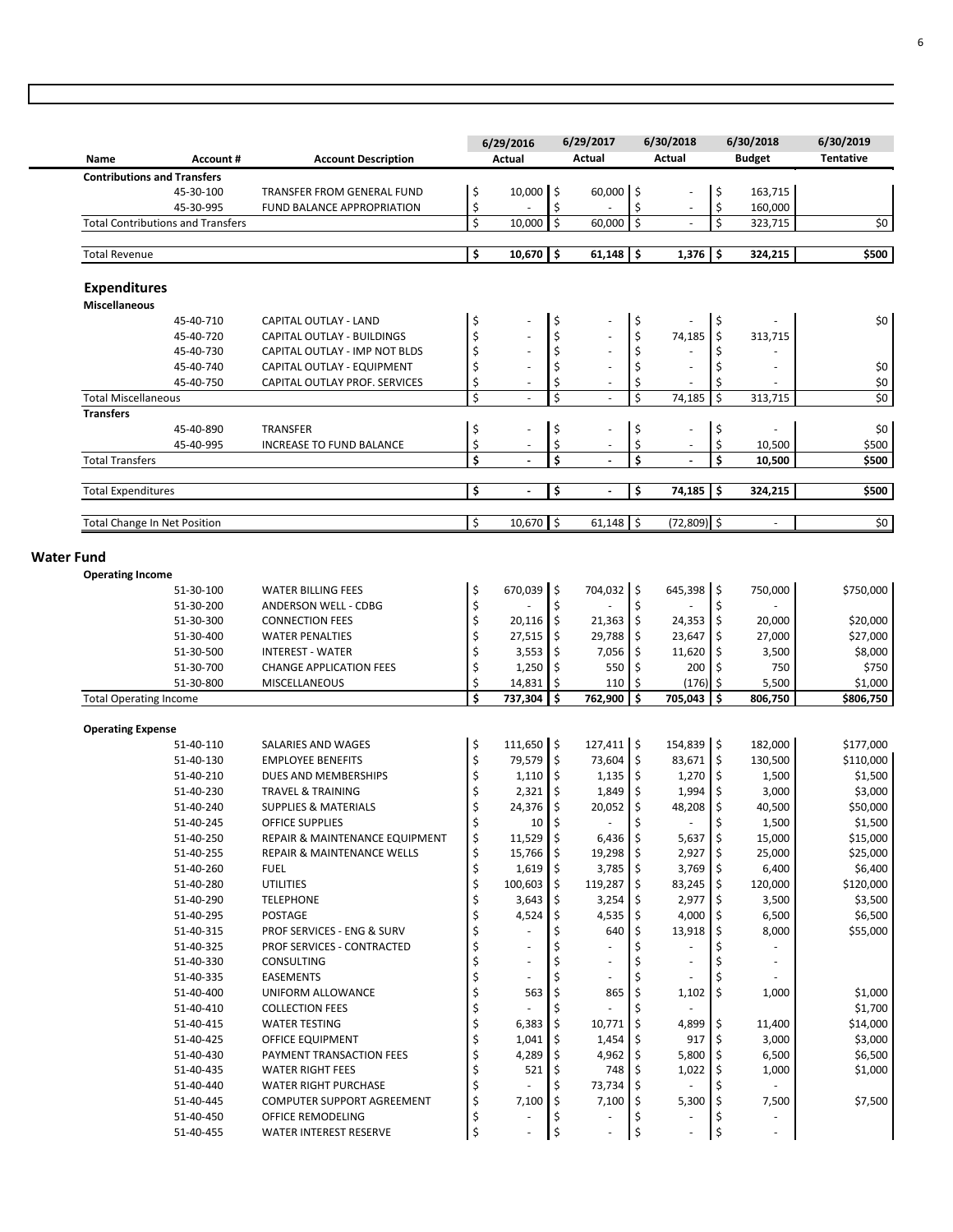| Name | Account # | Account Description | 6/29/2016 Actual | 6/29/2017 Actual | 6/30/2018 Actual | 6/30/2018 Budget | 6/30/2019 Tentative |
|---|---|---|---|---|---|---|---|
| **Contributions and Transfers** | | | | | | | |
| | 45-30-100 | TRANSFER FROM GENERAL FUND | $ 10,000 | $ 60,000 | $ - | $ 163,715 | |
| | 45-30-995 | FUND BALANCE APPROPRIATION | $ - | $ - | $ - | $ 160,000 | |
| Total Contributions and Transfers | | | $ 10,000 | $ 60,000 | $ - | $ 323,715 | $0 |
| Total Revenue | | | **$ 10,670** | **$ 61,148** | **$ 1,376** | **$ 324,215** | **$500** |
| **Expenditures** | | | | | | | |
| **Miscellaneous** | | | | | | | |
| | 45-40-710 | CAPITAL OUTLAY - LAND | $ - | $ - | $ - | $ - | $0 |
| | 45-40-720 | CAPITAL OUTLAY - BUILDINGS | $ - | $ - | $ 74,185 | $ 313,715 | |
| | 45-40-730 | CAPITAL OUTLAY - IMP NOT BLDS | $ - | $ - | $ - | $ - | |
| | 45-40-740 | CAPITAL OUTLAY - EQUIPMENT | $ - | $ - | $ - | $ - | $0 |
| | 45-40-750 | CAPITAL OUTLAY PROF. SERVICES | $ - | $ - | $ - | $ - | $0 |
| Total Miscellaneous | | | $ - | $ - | $ 74,185 | $ 313,715 | $0 |
| **Transfers** | | | | | | | |
| | 45-40-890 | TRANSFER | $ - | $ - | $ - | $ - | $0 |
| | 45-40-995 | INCREASE TO FUND BALANCE | $ - | $ - | $ - | $ 10,500 | $500 |
| Total Transfers | | | **$ -** | **$ -** | **$ -** | **$ 10,500** | **$500** |
| Total Expenditures | | | **$ -** | **$ -** | **$ 74,185** | **$ 324,215** | **$500** |
| Total Change In Net Position | | | $ 10,670 | $ 61,148 | $ (72,809) | $ - | $0 |

## Water Fund

| Name | Account # | Account Description | 6/29/2016 Actual | 6/29/2017 Actual | 6/30/2018 Actual | 6/30/2018 Budget | 6/30/2019 Tentative |
|---|---|---|---|---|---|---|---|
| **Operating Income** | | | | | | | |
| | 51-30-100 | WATER BILLING FEES | $ 670,039 | $ 704,032 | $ 645,398 | $ 750,000 | $750,000 |
| | 51-30-200 | ANDERSON WELL - CDBG | $ - | $ - | $ - | $ - | |
| | 51-30-300 | CONNECTION FEES | $ 20,116 | $ 21,363 | $ 24,353 | $ 20,000 | $20,000 |
| | 51-30-400 | WATER PENALTIES | $ 27,515 | $ 29,788 | $ 23,647 | $ 27,000 | $27,000 |
| | 51-30-500 | INTEREST - WATER | $ 3,553 | $ 7,056 | $ 11,620 | $ 3,500 | $8,000 |
| | 51-30-700 | CHANGE APPLICATION FEES | $ 1,250 | $ 550 | $ 200 | $ 750 | $750 |
| | 51-30-800 | MISCELLANEOUS | $ 14,831 | $ 110 | $ (176) | $ 5,500 | $1,000 |
| Total Operating Income | | | **$ 737,304** | **$ 762,900** | **$ 705,043** | **$ 806,750** | **$806,750** |
| **Operating Expense** | | | | | | | |
| | 51-40-110 | SALARIES AND WAGES | $ 111,650 | $ 127,411 | $ 154,839 | $ 182,000 | $177,000 |
| | 51-40-130 | EMPLOYEE BENEFITS | $ 79,579 | $ 73,604 | $ 83,671 | $ 130,500 | $110,000 |
| | 51-40-210 | DUES AND MEMBERSHIPS | $ 1,110 | $ 1,135 | $ 1,270 | $ 1,500 | $1,500 |
| | 51-40-230 | TRAVEL & TRAINING | $ 2,321 | $ 1,849 | $ 1,994 | $ 3,000 | $3,000 |
| | 51-40-240 | SUPPLIES & MATERIALS | $ 24,376 | $ 20,052 | $ 48,208 | $ 40,500 | $50,000 |
| | 51-40-245 | OFFICE SUPPLIES | $ 10 | $ - | $ - | $ 1,500 | $1,500 |
| | 51-40-250 | REPAIR & MAINTENANCE EQUIPMENT | $ 11,529 | $ 6,436 | $ 5,637 | $ 15,000 | $15,000 |
| | 51-40-255 | REPAIR & MAINTENANCE WELLS | $ 15,766 | $ 19,298 | $ 2,927 | $ 25,000 | $25,000 |
| | 51-40-260 | FUEL | $ 1,619 | $ 3,785 | $ 3,769 | $ 6,400 | $6,400 |
| | 51-40-280 | UTILITIES | $ 100,603 | $ 119,287 | $ 83,245 | $ 120,000 | $120,000 |
| | 51-40-290 | TELEPHONE | $ 3,643 | $ 3,254 | $ 2,977 | $ 3,500 | $3,500 |
| | 51-40-295 | POSTAGE | $ 4,524 | $ 4,535 | $ 4,000 | $ 6,500 | $6,500 |
| | 51-40-315 | PROF SERVICES - ENG & SURV | $ - | $ 640 | $ 13,918 | $ 8,000 | $55,000 |
| | 51-40-325 | PROF SERVICES - CONTRACTED | $ - | $ - | $ - | $ - | |
| | 51-40-330 | CONSULTING | $ - | $ - | $ - | $ - | |
| | 51-40-335 | EASEMENTS | $ - | $ - | $ - | $ - | |
| | 51-40-400 | UNIFORM ALLOWANCE | $ 563 | $ 865 | $ 1,102 | $ 1,000 | $1,000 |
| | 51-40-410 | COLLECTION FEES | $ - | $ - | $ - | | $1,700 |
| | 51-40-415 | WATER TESTING | $ 6,383 | $ 10,771 | $ 4,899 | $ 11,400 | $14,000 |
| | 51-40-425 | OFFICE EQUIPMENT | $ 1,041 | $ 1,454 | $ 917 | $ 3,000 | $3,000 |
| | 51-40-430 | PAYMENT TRANSACTION FEES | $ 4,289 | $ 4,962 | $ 5,800 | $ 6,500 | $6,500 |
| | 51-40-435 | WATER RIGHT FEES | $ 521 | $ 748 | $ 1,022 | $ 1,000 | $1,000 |
| | 51-40-440 | WATER RIGHT PURCHASE | $ - | $ 73,734 | $ - | $ - | |
| | 51-40-445 | COMPUTER SUPPORT AGREEMENT | $ 7,100 | $ 7,100 | $ 5,300 | $ 7,500 | $7,500 |
| | 51-40-450 | OFFICE REMODELING | $ - | $ - | $ - | $ - | |
| | 51-40-455 | WATER INTEREST RESERVE | $ - | $ - | $ - | $ - | |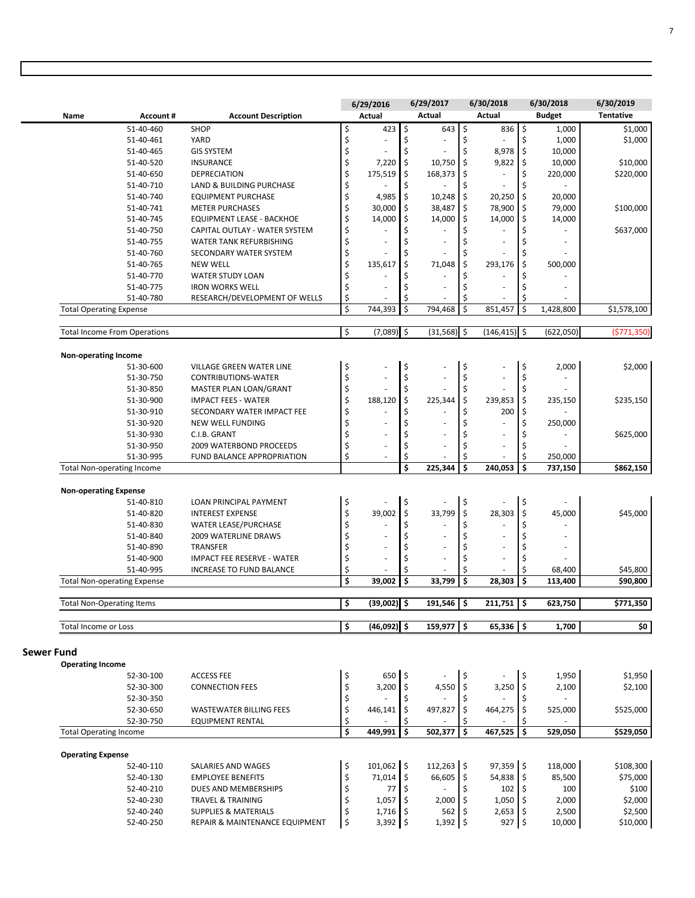| Name | Account # | Account Description | 6/29/2016 Actual | 6/29/2017 Actual | 6/30/2018 Actual | 6/30/2018 Budget | 6/30/2019 Tentative |
|---|---|---|---|---|---|---|---|
| | 51-40-460 | SHOP | $ 423 | $ 643 | $ 836 | $ 1,000 | $1,000 |
| | 51-40-461 | YARD | $ - | $ - | $ - | $ 1,000 | $1,000 |
| | 51-40-465 | GIS SYSTEM | $ - | $ - | $ 8,978 | $ 10,000 | |
| | 51-40-520 | INSURANCE | $ 7,220 | $ 10,750 | $ 9,822 | $ 10,000 | $10,000 |
| | 51-40-650 | DEPRECIATION | $ 175,519 | $ 168,373 | $ - | $ 220,000 | $220,000 |
| | 51-40-710 | LAND & BUILDING PURCHASE | $ - | $ - | $ - | $ - | |
| | 51-40-740 | EQUIPMENT PURCHASE | $ 4,985 | $ 10,248 | $ 20,250 | $ 20,000 | |
| | 51-40-741 | METER PURCHASES | $ 30,000 | $ 38,487 | $ 78,900 | $ 79,000 | $100,000 |
| | 51-40-745 | EQUIPMENT LEASE - BACKHOE | $ 14,000 | $ 14,000 | $ 14,000 | $ 14,000 | |
| | 51-40-750 | CAPITAL OUTLAY - WATER SYSTEM | $ - | $ - | $ - | $ - | $637,000 |
| | 51-40-755 | WATER TANK REFURBISHING | $ - | $ - | $ - | $ - | |
| | 51-40-760 | SECONDARY WATER SYSTEM | $ - | $ - | $ - | $ - | |
| | 51-40-765 | NEW WELL | $ 135,617 | $ 71,048 | $ 293,176 | $ 500,000 | |
| | 51-40-770 | WATER STUDY LOAN | $ - | $ - | $ - | $ - | |
| | 51-40-775 | IRON WORKS WELL | $ - | $ - | $ - | $ - | |
| | 51-40-780 | RESEARCH/DEVELOPMENT OF WELLS | $ - | $ - | $ - | $ - | |
| Total Operating Expense | | | $ 744,393 | $ 794,468 | $ 851,457 | $ 1,428,800 | $1,578,100 |
| | | | | | | | |
| Total Income From Operations | | | $ (7,089) | $ (31,568) | $ (146,415) | $ (622,050) | ($771,350) |
| | | | | | | | |
| **Non-operating Income** | | | | | | | |
| | 51-30-600 | VILLAGE GREEN WATER LINE | $ - | $ - | $ - | $ 2,000 | $2,000 |
| | 51-30-750 | CONTRIBUTIONS-WATER | $ - | $ - | $ - | $ - | |
| | 51-30-850 | MASTER PLAN LOAN/GRANT | $ - | $ - | $ - | $ - | |
| | 51-30-900 | IMPACT FEES - WATER | $ 188,120 | $ 225,344 | $ 239,853 | $ 235,150 | $235,150 |
| | 51-30-910 | SECONDARY WATER IMPACT FEE | $ - | $ - | $ 200 | $ - | |
| | 51-30-920 | NEW WELL FUNDING | $ - | $ - | $ - | $ 250,000 | |
| | 51-30-930 | C.I.B. GRANT | $ - | $ - | $ - | $ - | $625,000 |
| | 51-30-950 | 2009 WATERBOND PROCEEDS | $ - | $ - | $ - | $ - | |
| | 51-30-995 | FUND BALANCE APPROPRIATION | $ - | $ - | $ - | $ 250,000 | |
| Total Non-operating Income | | | | **$ 225,344** | **$ 240,053** | **$ 737,150** | **$862,150** |
| | | | | | | | |
| **Non-operating Expense** | | | | | | | |
| | 51-40-810 | LOAN PRINCIPAL PAYMENT | $ - | $ - | $ - | $ - | |
| | 51-40-820 | INTEREST EXPENSE | $ 39,002 | $ 33,799 | $ 28,303 | $ 45,000 | $45,000 |
| | 51-40-830 | WATER LEASE/PURCHASE | $ - | $ - | $ - | $ - | |
| | 51-40-840 | 2009 WATERLINE DRAWS | $ - | $ - | $ - | $ - | |
| | 51-40-890 | TRANSFER | $ - | $ - | $ - | $ - | |
| | 51-40-900 | IMPACT FEE RESERVE - WATER | $ - | $ - | $ - | $ - | |
| | 51-40-995 | INCREASE TO FUND BALANCE | $ - | $ - | $ - | $ 68,400 | $45,800 |
| Total Non-operating Expense | | | **$ 39,002** | **$ 33,799** | **$ 28,303** | **$ 113,400** | **$90,800** |
| | | | | | | | |
| Total Non-Operating Items | | | **$ (39,002)** | **$ 191,546** | **$ 211,751** | **$ 623,750** | **$771,350** |
| | | | | | | | |
| Total Income or Loss | | | **$ (46,092)** | **$ 159,977** | **$ 65,336** | **$ 1,700** | **$0** |

## Sewer Fund

| Name | Account # | Account Description | 6/29/2016 Actual | 6/29/2017 Actual | 6/30/2018 Actual | 6/30/2018 Budget | 6/30/2019 Tentative |
|---|---|---|---|---|---|---|---|
| **Operating Income** | | | | | | | |
| | 52-30-100 | ACCESS FEE | $ 650 | $ - | $ - | $ 1,950 | $1,950 |
| | 52-30-300 | CONNECTION FEES | $ 3,200 | $ 4,550 | $ 3,250 | $ 2,100 | $2,100 |
| | 52-30-350 | | $ - | $ - | $ - | $ - | |
| | 52-30-650 | WASTEWATER BILLING FEES | $ 446,141 | $ 497,827 | $ 464,275 | $ 525,000 | $525,000 |
| | 52-30-750 | EQUIPMENT RENTAL | $ - | $ - | $ - | $ - | |
| Total Operating Income | | | **$ 449,991** | **$ 502,377** | **$ 467,525** | **$ 529,050** | **$529,050** |
| | | | | | | | |
| **Operating Expense** | | | | | | | |
| | 52-40-110 | SALARIES AND WAGES | $ 101,062 | $ 112,263 | $ 97,359 | $ 118,000 | $108,300 |
| | 52-40-130 | EMPLOYEE BENEFITS | $ 71,014 | $ 66,605 | $ 54,838 | $ 85,500 | $75,000 |
| | 52-40-210 | DUES AND MEMBERSHIPS | $ 77 | $ - | $ 102 | $ 100 | $100 |
| | 52-40-230 | TRAVEL & TRAINING | $ 1,057 | $ 2,000 | $ 1,050 | $ 2,000 | $2,000 |
| | 52-40-240 | SUPPLIES & MATERIALS | $ 1,716 | $ 562 | $ 2,653 | $ 2,500 | $2,500 |
| | 52-40-250 | REPAIR & MAINTENANCE EQUIPMENT | $ 3,392 | $ 1,392 | $ 927 | $ 10,000 | $10,000 |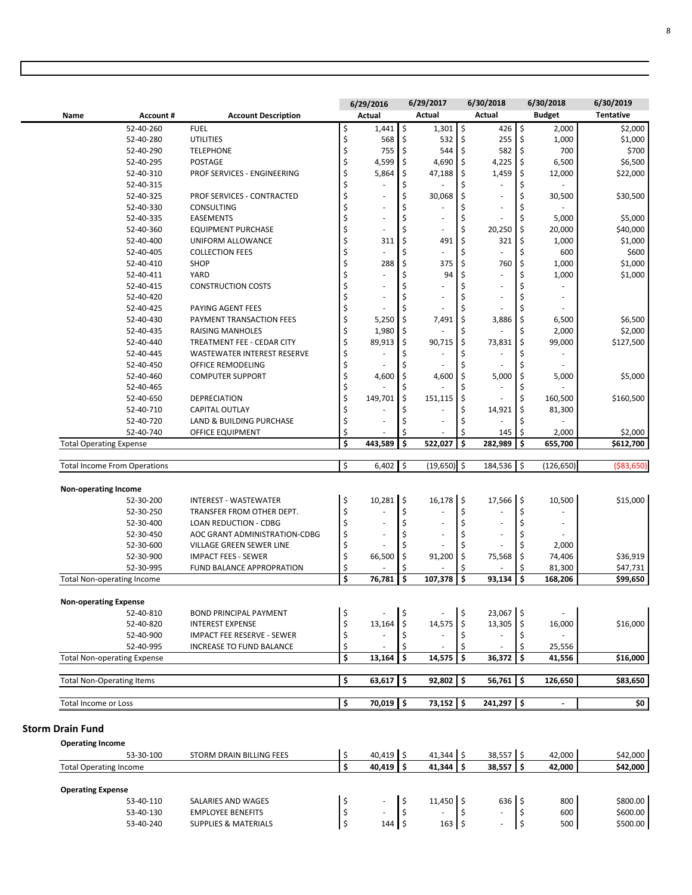| Name | Account # | Account Description | 6/29/2016 Actual | 6/29/2017 Actual | 6/30/2018 Actual | 6/30/2018 Budget | 6/30/2019 Tentative |
|---|---|---|---|---|---|---|---|
| | 52-40-260 | FUEL | $ 1,441 | $ 1,301 | $ 426 | $ 2,000 | $2,000 |
| | 52-40-280 | UTILITIES | $ 568 | $ 532 | $ 255 | $ 1,000 | $1,000 |
| | 52-40-290 | TELEPHONE | $ 755 | $ 544 | $ 582 | $ 700 | $700 |
| | 52-40-295 | POSTAGE | $ 4,599 | $ 4,690 | $ 4,225 | $ 6,500 | $6,500 |
| | 52-40-310 | PROF SERVICES - ENGINEERING | $ 5,864 | $ 47,188 | $ 1,459 | $ 12,000 | $22,000 |
| | 52-40-315 | | $ - | $ - | $ - | $ - | |
| | 52-40-325 | PROF SERVICES - CONTRACTED | $ - | $ 30,068 | $ - | $ 30,500 | $30,500 |
| | 52-40-330 | CONSULTING | $ - | $ - | $ - | $ - | |
| | 52-40-335 | EASEMENTS | $ - | $ - | $ - | $ 5,000 | $5,000 |
| | 52-40-360 | EQUIPMENT PURCHASE | $ - | $ - | $ 20,250 | $ 20,000 | $40,000 |
| | 52-40-400 | UNIFORM ALLOWANCE | $ 311 | $ 491 | $ 321 | $ 1,000 | $1,000 |
| | 52-40-405 | COLLECTION FEES | $ - | $ - | $ - | $ 600 | $600 |
| | 52-40-410 | SHOP | $ 288 | $ 375 | $ 760 | $ 1,000 | $1,000 |
| | 52-40-411 | YARD | $ - | $ 94 | $ - | $ 1,000 | $1,000 |
| | 52-40-415 | CONSTRUCTION COSTS | $ - | $ - | $ - | $ - | |
| | 52-40-420 | | $ - | $ - | $ - | $ - | |
| | 52-40-425 | PAYING AGENT FEES | $ - | $ - | $ - | $ - | |
| | 52-40-430 | PAYMENT TRANSACTION FEES | $ 5,250 | $ 7,491 | $ 3,886 | $ 6,500 | $6,500 |
| | 52-40-435 | RAISING MANHOLES | $ 1,980 | $ - | $ - | $ 2,000 | $2,000 |
| | 52-40-440 | TREATMENT FEE - CEDAR CITY | $ 89,913 | $ 90,715 | $ 73,831 | $ 99,000 | $127,500 |
| | 52-40-445 | WASTEWATER INTEREST RESERVE | $ - | $ - | $ - | $ - | |
| | 52-40-450 | OFFICE REMODELING | $ - | $ - | $ - | $ - | |
| | 52-40-460 | COMPUTER SUPPORT | $ 4,600 | $ 4,600 | $ 5,000 | $ 5,000 | $5,000 |
| | 52-40-465 | | $ - | $ - | $ - | $ - | |
| | 52-40-650 | DEPRECIATION | $ 149,701 | $ 151,115 | $ - | $ 160,500 | $160,500 |
| | 52-40-710 | CAPITAL OUTLAY | $ - | $ - | $ 14,921 | $ 81,300 | |
| | 52-40-720 | LAND & BUILDING PURCHASE | $ - | $ - | $ - | $ - | |
| | 52-40-740 | OFFICE EQUIPMENT | $ - | $ - | $ 145 | $ 2,000 | $2,000 |
| **Total Operating Expense** | | | **$ 443,589** | **$ 522,027** | **$ 282,989** | **$ 655,700** | **$612,700** |
| Total Income From Operations | | | $ 6,402 | $ (19,650) | $ 184,536 | $ (126,650) | ($83,650) |
| **Non-operating Income** | | | | | | | |
| | 52-30-200 | INTEREST - WASTEWATER | $ 10,281 | $ 16,178 | $ 17,566 | $ 10,500 | $15,000 |
| | 52-30-250 | TRANSFER FROM OTHER DEPT. | $ - | $ - | $ - | $ - | |
| | 52-30-400 | LOAN REDUCTION - CDBG | $ - | $ - | $ - | $ - | |
| | 52-30-450 | AOC GRANT ADMINISTRATION-CDBG | $ - | $ - | $ - | $ - | |
| | 52-30-600 | VILLAGE GREEN SEWER LINE | $ - | $ - | $ - | $ 2,000 | |
| | 52-30-900 | IMPACT FEES - SEWER | $ 66,500 | $ 91,200 | $ 75,568 | $ 74,406 | $36,919 |
| | 52-30-995 | FUND BALANCE APPROPRATION | $ - | $ - | $ - | $ 81,300 | $47,731 |
| **Total Non-operating Income** | | | **$ 76,781** | **$ 107,378** | **$ 93,134** | **$ 168,206** | **$99,650** |
| **Non-operating Expense** | | | | | | | |
| | 52-40-810 | BOND PRINCIPAL PAYMENT | $ - | $ - | $ 23,067 | $ - | |
| | 52-40-820 | INTEREST EXPENSE | $ 13,164 | $ 14,575 | $ 13,305 | $ 16,000 | $16,000 |
| | 52-40-900 | IMPACT FEE RESERVE - SEWER | $ - | $ - | $ - | $ - | |
| | 52-40-995 | INCREASE TO FUND BALANCE | $ - | $ - | $ - | $ 25,556 | |
| **Total Non-operating Expense** | | | **$ 13,164** | **$ 14,575** | **$ 36,372** | **$ 41,556** | **$16,000** |
| **Total Non-Operating Items** | | | **$ 63,617** | **$ 92,802** | **$ 56,761** | **$ 126,650** | **$83,650** |
| Total Income or Loss | | | **$ 70,019** | **$ 73,152** | **$ 241,297** | **$ -** | **$0** |

## Storm Drain Fund

| Name | Account # | Account Description | 6/29/2016 Actual | 6/29/2017 Actual | 6/30/2018 Actual | 6/30/2018 Budget | 6/30/2019 Tentative |
|---|---|---|---|---|---|---|---|
| **Operating Income** | | | | | | | |
| | 53-30-100 | STORM DRAIN BILLING FEES | $ 40,419 | $ 41,344 | $ 38,557 | $ 42,000 | $42,000 |
| **Total Operating Income** | | | **$ 40,419** | **$ 41,344** | **$ 38,557** | **$ 42,000** | **$42,000** |
| **Operating Expense** | | | | | | | |
| | 53-40-110 | SALARIES AND WAGES | $ - | $ 11,450 | $ 636 | $ 800 | $800.00 |
| | 53-40-130 | EMPLOYEE BENEFITS | $ - | $ - | $ - | $ 600 | $600.00 |
| | 53-40-240 | SUPPLIES & MATERIALS | $ 144 | $ 163 | $ - | $ 500 | $500.00 |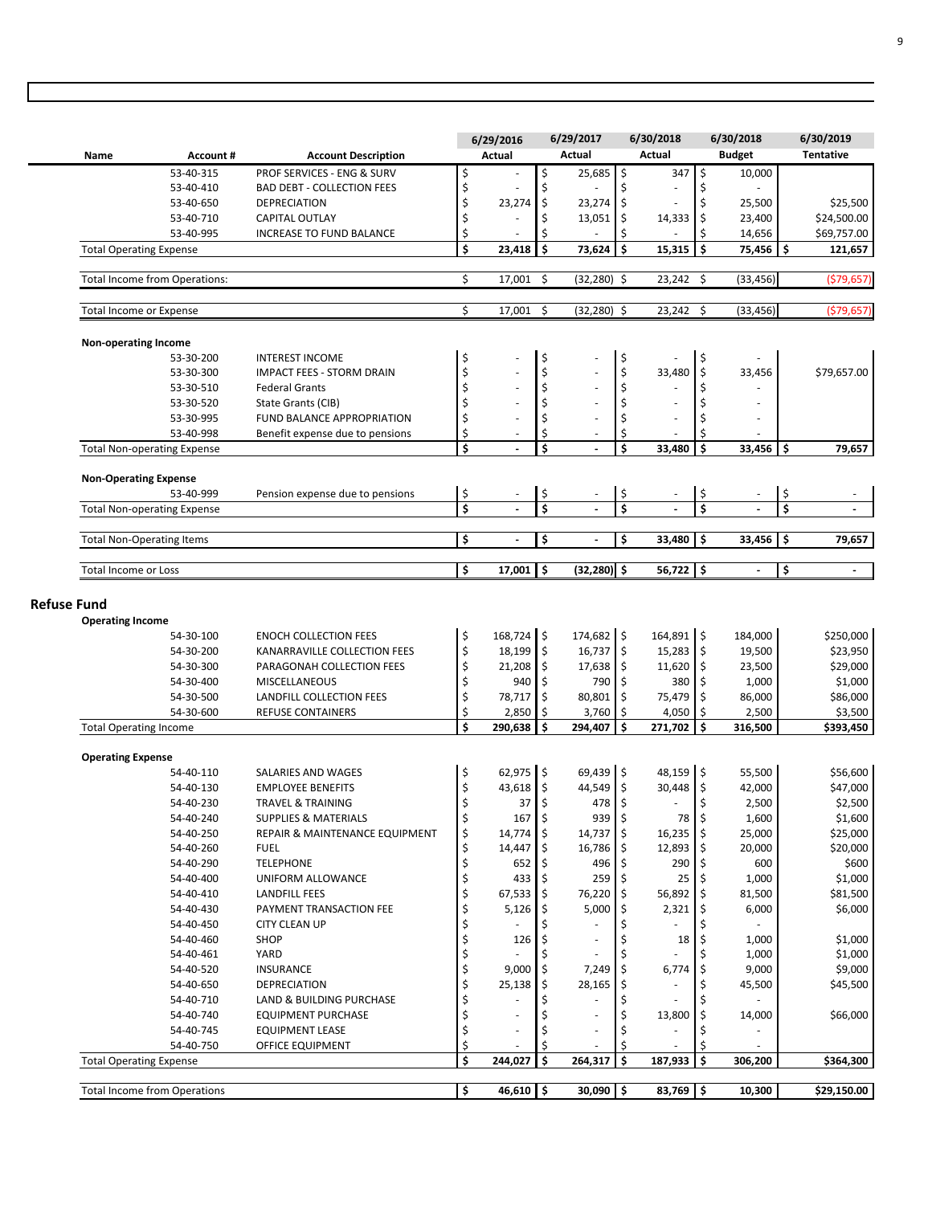| Name | Account # | Account Description | 6/29/2016 Actual | 6/29/2017 Actual | 6/30/2018 Actual | 6/30/2018 Budget | 6/30/2019 Tentative |
|---|---|---|---|---|---|---|---|
| | 53-40-315 | PROF SERVICES - ENG & SURV | $ - | $ 25,685 | $ 347 | $ 10,000 | |
| | 53-40-410 | BAD DEBT - COLLECTION FEES | $ - | $ - | $ - | $ - | |
| | 53-40-650 | DEPRECIATION | $ 23,274 | $ 23,274 | $ - | $ 25,500 | $25,500 |
| | 53-40-710 | CAPITAL OUTLAY | $ - | $ 13,051 | $ 14,333 | $ 23,400 | $24,500.00 |
| | 53-40-995 | INCREASE TO FUND BALANCE | $ - | $ - | $ - | $ 14,656 | $69,757.00 |
| **Total Operating Expense** | | | **$ 23,418** | **$ 73,624** | **$ 15,315** | **$ 75,456** | **$ 121,657** |
| Total Income from Operations: | | | $ 17,001 | $ (32,280) | $ 23,242 | $ (33,456) | ($79,657) |
| Total Income or Expense | | | $ 17,001 | $ (32,280) | $ 23,242 | $ (33,456) | ($79,657) |
| **Non-operating Income** | | | | | | | |
| | 53-30-200 | INTEREST INCOME | $ - | $ - | $ - | $ - | |
| | 53-30-300 | IMPACT FEES - STORM DRAIN | $ - | $ - | $ 33,480 | $ 33,456 | $79,657.00 |
| | 53-30-510 | Federal Grants | $ - | $ - | $ - | $ - | |
| | 53-30-520 | State Grants (CIB) | $ - | $ - | $ - | $ - | |
| | 53-30-995 | FUND BALANCE APPROPRIATION | $ - | $ - | $ - | $ - | |
| | 53-40-998 | Benefit expense due to pensions | $ - | $ - | $ - | $ - | |
| Total Non-operating Expense | | | **$ -** | **$ -** | **$ 33,480** | **$ 33,456** | **$ 79,657** |
| **Non-Operating Expense** | | | | | | | |
| | 53-40-999 | Pension expense due to pensions | $ - | $ - | $ - | $ - | $ - |
| Total Non-operating Expense | | | **$ -** | **$ -** | **$ -** | **$ -** | **$ -** |
| Total Non-Operating Items | | | **$ -** | **$ -** | **$ 33,480** | **$ 33,456** | **$ 79,657** |
| Total Income or Loss | | | **$ 17,001** | **$ (32,280)** | **$ 56,722** | **$ -** | **$ -** |

## Refuse Fund

| Name | Account # | Account Description | 6/29/2016 Actual | 6/29/2017 Actual | 6/30/2018 Actual | 6/30/2018 Budget | 6/30/2019 Tentative |
|---|---|---|---|---|---|---|---|
| **Operating Income** | | | | | | | |
| | 54-30-100 | ENOCH COLLECTION FEES | $ 168,724 | $ 174,682 | $ 164,891 | $ 184,000 | $250,000 |
| | 54-30-200 | KANARRAVILLE COLLECTION FEES | $ 18,199 | $ 16,737 | $ 15,283 | $ 19,500 | $23,950 |
| | 54-30-300 | PARAGONAH COLLECTION FEES | $ 21,208 | $ 17,638 | $ 11,620 | $ 23,500 | $29,000 |
| | 54-30-400 | MISCELLANEOUS | $ 940 | $ 790 | $ 380 | $ 1,000 | $1,000 |
| | 54-30-500 | LANDFILL COLLECTION FEES | $ 78,717 | $ 80,801 | $ 75,479 | $ 86,000 | $86,000 |
| | 54-30-600 | REFUSE CONTAINERS | $ 2,850 | $ 3,760 | $ 4,050 | $ 2,500 | $3,500 |
| Total Operating Income | | | **$ 290,638** | **$ 294,407** | **$ 271,702** | **$ 316,500** | **$393,450** |
| **Operating Expense** | | | | | | | |
| | 54-40-110 | SALARIES AND WAGES | $ 62,975 | $ 69,439 | $ 48,159 | $ 55,500 | $56,600 |
| | 54-40-130 | EMPLOYEE BENEFITS | $ 43,618 | $ 44,549 | $ 30,448 | $ 42,000 | $47,000 |
| | 54-40-230 | TRAVEL & TRAINING | $ 37 | $ 478 | $ - | $ 2,500 | $2,500 |
| | 54-40-240 | SUPPLIES & MATERIALS | $ 167 | $ 939 | $ 78 | $ 1,600 | $1,600 |
| | 54-40-250 | REPAIR & MAINTENANCE EQUIPMENT | $ 14,774 | $ 14,737 | $ 16,235 | $ 25,000 | $25,000 |
| | 54-40-260 | FUEL | $ 14,447 | $ 16,786 | $ 12,893 | $ 20,000 | $20,000 |
| | 54-40-290 | TELEPHONE | $ 652 | $ 496 | $ 290 | $ 600 | $600 |
| | 54-40-400 | UNIFORM ALLOWANCE | $ 433 | $ 259 | $ 25 | $ 1,000 | $1,000 |
| | 54-40-410 | LANDFILL FEES | $ 67,533 | $ 76,220 | $ 56,892 | $ 81,500 | $81,500 |
| | 54-40-430 | PAYMENT TRANSACTION FEE | $ 5,126 | $ 5,000 | $ 2,321 | $ 6,000 | $6,000 |
| | 54-40-450 | CITY CLEAN UP | $ - | $ - | $ - | $ - | |
| | 54-40-460 | SHOP | $ 126 | $ - | $ 18 | $ 1,000 | $1,000 |
| | 54-40-461 | YARD | $ - | $ - | $ - | $ 1,000 | $1,000 |
| | 54-40-520 | INSURANCE | $ 9,000 | $ 7,249 | $ 6,774 | $ 9,000 | $9,000 |
| | 54-40-650 | DEPRECIATION | $ 25,138 | $ 28,165 | $ - | $ 45,500 | $45,500 |
| | 54-40-710 | LAND & BUILDING PURCHASE | $ - | $ - | $ - | $ - | |
| | 54-40-740 | EQUIPMENT PURCHASE | $ - | $ - | $ 13,800 | $ 14,000 | $66,000 |
| | 54-40-745 | EQUIPMENT LEASE | $ - | $ - | $ - | $ - | |
| | 54-40-750 | OFFICE EQUIPMENT | $ - | $ - | $ - | $ - | |
| Total Operating Expense | | | **$ 244,027** | **$ 264,317** | **$ 187,933** | **$ 306,200** | **$364,300** |
| Total Income from Operations | | | **$ 46,610** | **$ 30,090** | **$ 83,769** | **$ 10,300** | **$29,150.00** |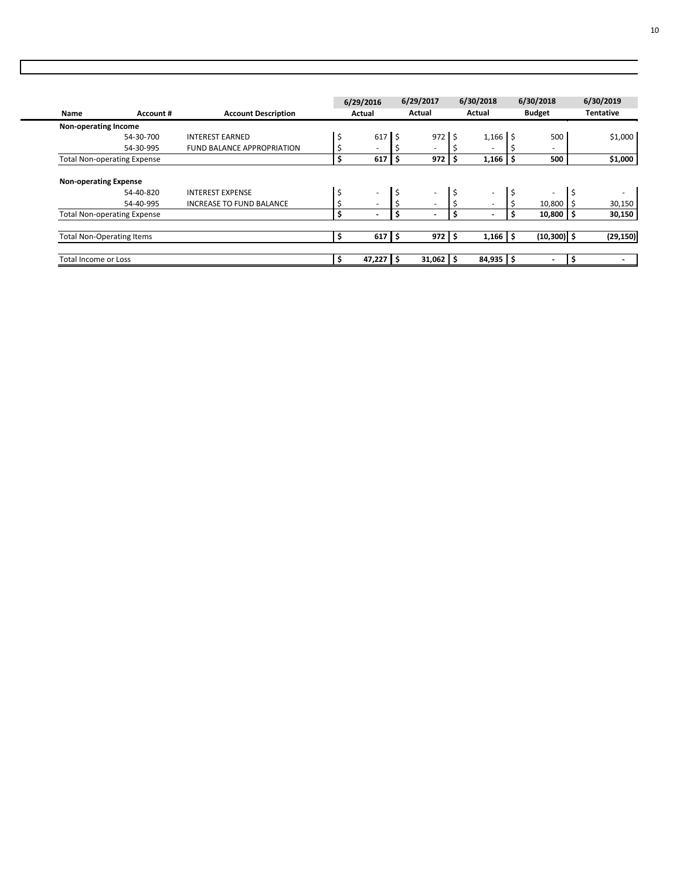| Name | Account # | Account Description | 6/29/2016 Actual | 6/29/2017 Actual | 6/30/2018 Actual | 6/30/2018 Budget | 6/30/2019 Tentative |
|---|---|---|---|---|---|---|---|
| **Non-operating Income** | | | | | | | |
| | 54-30-700 | INTEREST EARNED | $ 617 | $ 972 | $ 1,166 | $ 500 | $1,000 |
| | 54-30-995 | FUND BALANCE APPROPRIATION | $ - | $ - | $ - | $ - | |
| Total Non-operating Expense | | | **$ 617** | **$ 972** | **$ 1,166** | **$ 500** | **$1,000** |
| | | | | | | | |
| **Non-operating Expense** | | | | | | | |
| | 54-40-820 | INTEREST EXPENSE | $ - | $ - | $ - | $ - | $ - |
| | 54-40-995 | INCREASE TO FUND BALANCE | $ - | $ - | $ - | $ 10,800 | $ 30,150 |
| Total Non-operating Expense | | | **$ -** | **$ -** | **$ -** | **$ 10,800** | **$ 30,150** |
| | | | | | | | |
| Total Non-Operating Items | | | **$ 617** | **$ 972** | **$ 1,166** | **$ (10,300)** | **$ (29,150)** |
| | | | | | | | |
| Total Income or Loss | | | **$ 47,227** | **$ 31,062** | **$ 84,935** | **$ -** | **$ -** |